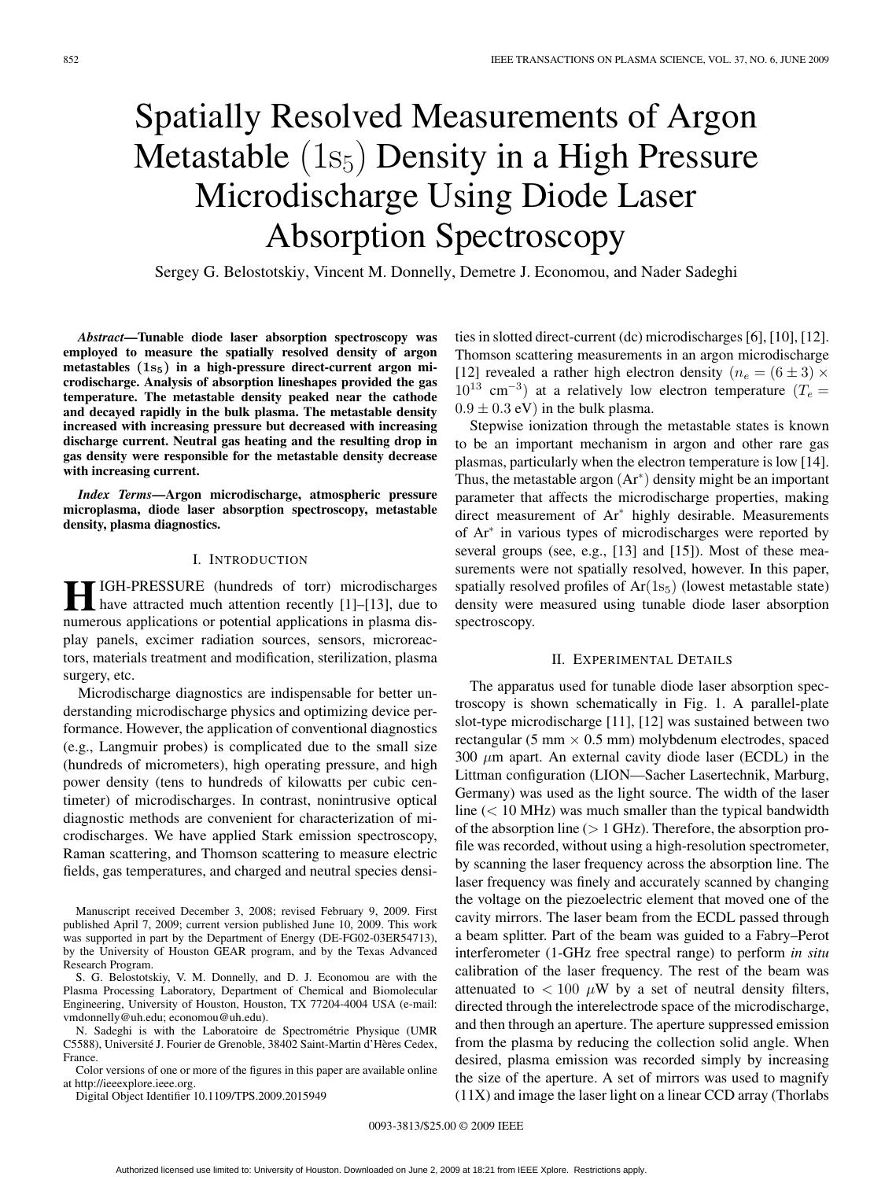# Spatially Resolved Measurements of Argon Metastable $(1s_5)$ Density in a High Pressure Microdischarge Using Diode Laser Absorption Spectroscopy

Sergey G. Belostotskiy, Vincent M. Donnelly, Demetre J. Economou, and Nader Sadeghi

***Abstract*—Tunable diode laser absorption spectroscopy was employed to measure the spatially resolved density of argon metastables $(1s_5)$ in a high-pressure direct-current argon microdischarge. Analysis of absorption lineshapes provided the gas temperature. The metastable density peaked near the cathode and decayed rapidly in the bulk plasma. The metastable density increased with increasing pressure but decreased with increasing discharge current. Neutral gas heating and the resulting drop in gas density were responsible for the metastable density decrease with increasing current.**

***Index Terms*—Argon microdischarge, atmospheric pressure microplasma, diode laser absorption spectroscopy, metastable density, plasma diagnostics.**

## I. Introduction

High-pressure (hundreds of torr) microdischarges have attracted much attention recently [1]–[13], due to numerous applications or potential applications in plasma display panels, excimer radiation sources, sensors, microreactors, materials treatment and modification, sterilization, plasma surgery, etc.

Microdischarge diagnostics are indispensable for better understanding microdischarge physics and optimizing device performance. However, the application of conventional diagnostics (e.g., Langmuir probes) is complicated due to the small size (hundreds of micrometers), high operating pressure, and high power density (tens to hundreds of kilowatts per cubic centimeter) of microdischarges. In contrast, nonintrusive optical diagnostic methods are convenient for characterization of microdischarges. We have applied Stark emission spectroscopy, Raman scattering, and Thomson scattering to measure electric fields, gas temperatures, and charged and neutral species densities in slotted direct-current (dc) microdischarges [6], [10], [12]. Thomson scattering measurements in an argon microdischarge [12] revealed a rather high electron density ($n_e = (6 \pm 3) \times 10^{13}$ cm$^{-3}$) at a relatively low electron temperature ($T_e = 0.9 \pm 0.3$ eV) in the bulk plasma.

Stepwise ionization through the metastable states is known to be an important mechanism in argon and other rare gas plasmas, particularly when the electron temperature is low [14]. Thus, the metastable argon (Ar$^*$) density might be an important parameter that affects the microdischarge properties, making direct measurement of Ar$^*$ highly desirable. Measurements of Ar$^*$ in various types of microdischarges were reported by several groups (see, e.g., [13] and [15]). Most of these measurements were not spatially resolved, however. In this paper, spatially resolved profiles of Ar$(1s_5)$ (lowest metastable state) density were measured using tunable diode laser absorption spectroscopy.

## II. Experimental Details

The apparatus used for tunable diode laser absorption spectroscopy is shown schematically in Fig. 1. A parallel-plate slot-type microdischarge [11], [12] was sustained between two rectangular (5 mm × 0.5 mm) molybdenum electrodes, spaced 300 $\mu$m apart. An external cavity diode laser (ECDL) in the Littman configuration (LION—Sacher Lasertechnik, Marburg, Germany) was used as the light source. The width of the laser line (< 10 MHz) was much smaller than the typical bandwidth of the absorption line (> 1 GHz). Therefore, the absorption profile was recorded, without using a high-resolution spectrometer, by scanning the laser frequency across the absorption line. The laser frequency was finely and accurately scanned by changing the voltage on the piezoelectric element that moved one of the cavity mirrors. The laser beam from the ECDL passed through a beam splitter. Part of the beam was guided to a Fabry–Perot interferometer (1-GHz free spectral range) to perform *in situ* calibration of the laser frequency. The rest of the beam was attenuated to < 100 $\mu$W by a set of neutral density filters, directed through the interelectrode space of the microdischarge, and then through an aperture. The aperture suppressed emission from the plasma by reducing the collection solid angle. When desired, plasma emission was recorded simply by increasing the size of the aperture. A set of mirrors was used to magnify (11X) and image the laser light on a linear CCD array (Thorlabs

Manuscript received December 3, 2008; revised February 9, 2009. First published April 7, 2009; current version published June 10, 2009. This work was supported in part by the Department of Energy (DE-FG02-03ER54713), by the University of Houston GEAR program, and by the Texas Advanced Research Program.

S. G. Belostotskiy, V. M. Donnelly, and D. J. Economou are with the Plasma Processing Laboratory, Department of Chemical and Biomolecular Engineering, University of Houston, Houston, TX 77204-4004 USA (e-mail: vmdonnelly@uh.edu; economou@uh.edu).

N. Sadeghi is with the Laboratoire de Spectrométrie Physique (UMR C5588), Université J. Fourier de Grenoble, 38402 Saint-Martin d'Hères Cedex, France.

Color versions of one or more of the figures in this paper are available online at http://ieeexplore.ieee.org.

Digital Object Identifier 10.1109/TPS.2009.2015949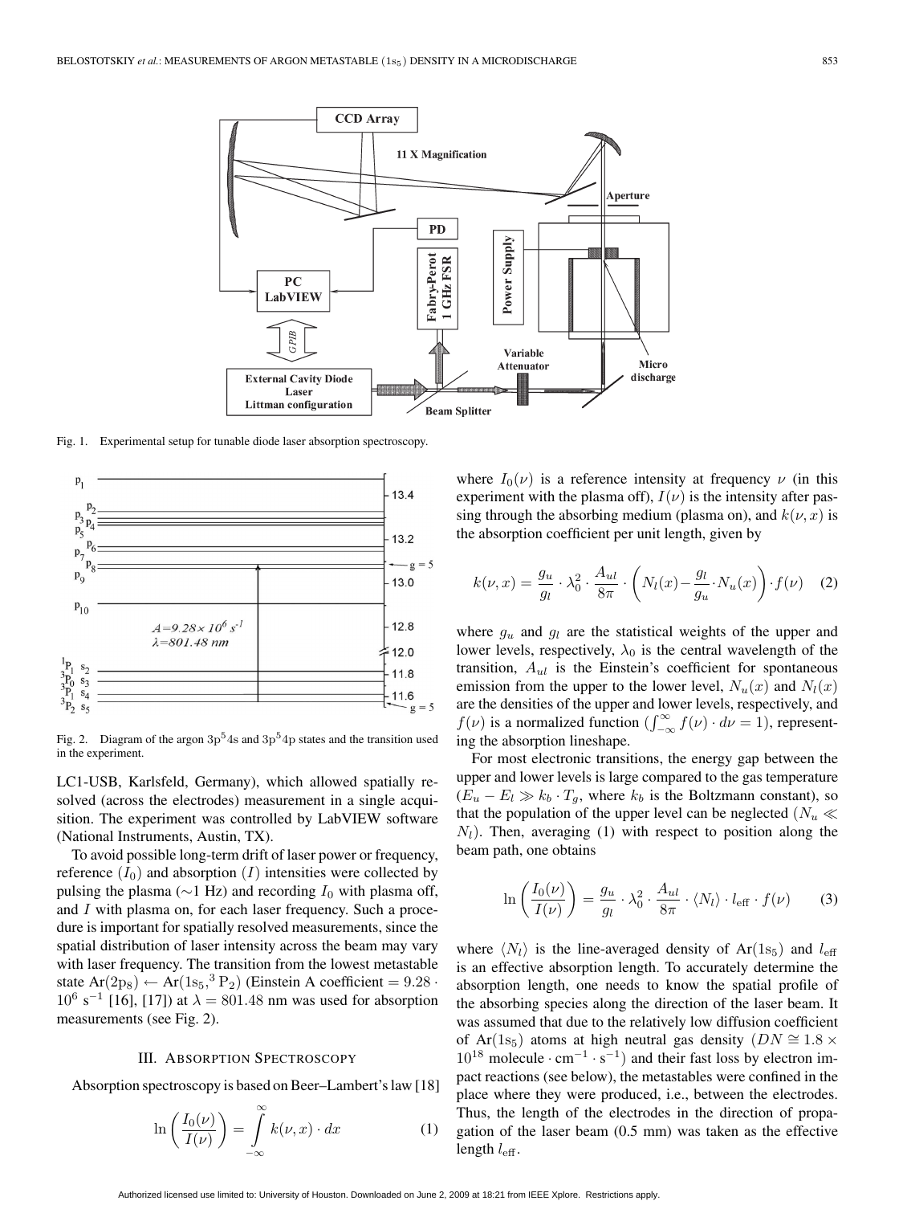Fig. 1. Experimental setup for tunable diode laser absorption spectroscopy.

Fig. 2. Diagram of the argon $3p^54s$ and $3p^54p$ states and the transition used in the experiment.

LC1-USB, Karlsfeld, Germany), which allowed spatially resolved (across the electrodes) measurement in a single acquisition. The experiment was controlled by LabVIEW software (National Instruments, Austin, TX).

To avoid possible long-term drift of laser power or frequency, reference ($I_0$) and absorption ($I$) intensities were collected by pulsing the plasma (~1 Hz) and recording $I_0$ with plasma off, and $I$ with plasma on, for each laser frequency. Such a procedure is important for spatially resolved measurements, since the spatial distribution of laser intensity across the beam may vary with laser frequency. The transition from the lowest metastable state $\text{Ar}(2p_8) \leftarrow \text{Ar}(1s_5, {}^3P_2)$ (Einstein A coefficient $= 9.28 \cdot 10^6\ \text{s}^{-1}$ [16], [17]) at $\lambda = 801.48$ nm was used for absorption measurements (see Fig. 2).

## III. Absorption Spectroscopy

Absorption spectroscopy is based on Beer–Lambert's law [18]

$$\ln\left(\frac{I_0(\nu)}{I(\nu)}\right) = \int_{-\infty}^{\infty} k(\nu, x) \cdot dx \tag{1}$$

where $I_0(\nu)$ is a reference intensity at frequency $\nu$ (in this experiment with the plasma off), $I(\nu)$ is the intensity after passing through the absorbing medium (plasma on), and $k(\nu, x)$ is the absorption coefficient per unit length, given by

$$k(\nu, x) = \frac{g_u}{g_l} \cdot \lambda_0^2 \cdot \frac{A_{ul}}{8\pi} \cdot \left(N_l(x) - \frac{g_l}{g_u} \cdot N_u(x)\right) \cdot f(\nu) \tag{2}$$

where $g_u$ and $g_l$ are the statistical weights of the upper and lower levels, respectively, $\lambda_0$ is the central wavelength of the transition, $A_{ul}$ is the Einstein's coefficient for spontaneous emission from the upper to the lower level, $N_u(x)$ and $N_l(x)$ are the densities of the upper and lower levels, respectively, and $f(\nu)$ is a normalized function ($\int_{-\infty}^{\infty} f(\nu) \cdot d\nu = 1$), representing the absorption lineshape.

For most electronic transitions, the energy gap between the upper and lower levels is large compared to the gas temperature ($E_u - E_l \gg k_b \cdot T_g$, where $k_b$ is the Boltzmann constant), so that the population of the upper level can be neglected ($N_u \ll N_l$). Then, averaging (1) with respect to position along the beam path, one obtains

$$\ln\left(\frac{I_0(\nu)}{I(\nu)}\right) = \frac{g_u}{g_l} \cdot \lambda_0^2 \cdot \frac{A_{ul}}{8\pi} \cdot \langle N_l \rangle \cdot l_{\text{eff}} \cdot f(\nu) \tag{3}$$

where $\langle N_l \rangle$ is the line-averaged density of $\text{Ar}(1s_5)$ and $l_{\text{eff}}$ is an effective absorption length. To accurately determine the absorption length, one needs to know the spatial profile of the absorbing species along the direction of the laser beam. It was assumed that due to the relatively low diffusion coefficient of $\text{Ar}(1s_5)$ atoms at high neutral gas density ($DN \cong 1.8 \times 10^{18}\ \text{molecule} \cdot \text{cm}^{-1} \cdot \text{s}^{-1}$) and their fast loss by electron impact reactions (see below), the metastables were confined in the place where they were produced, i.e., between the electrodes. Thus, the length of the electrodes in the direction of propagation of the laser beam (0.5 mm) was taken as the effective length $l_{\text{eff}}$.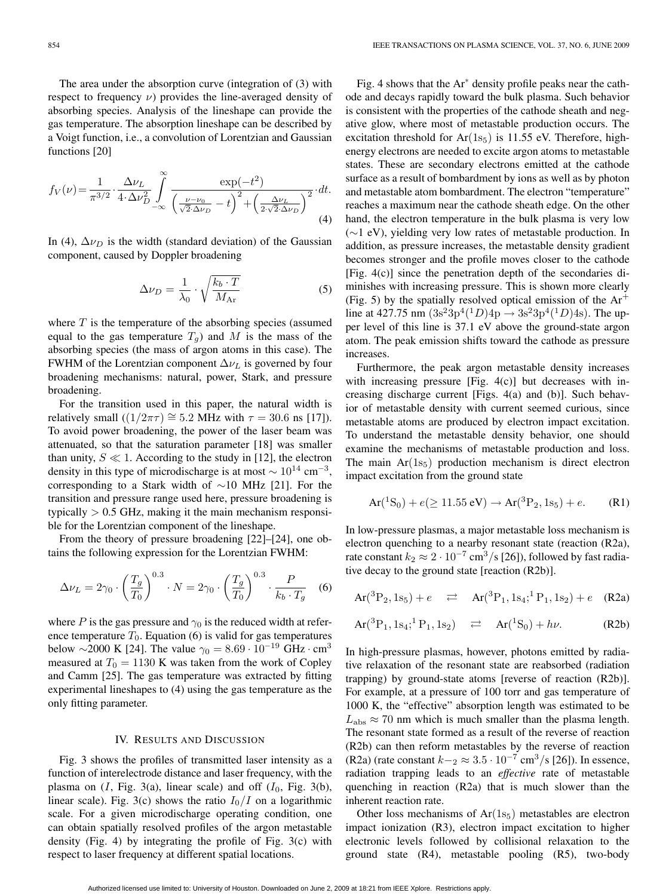The area under the absorption curve (integration of (3) with respect to frequency $\nu$) provides the line-averaged density of absorbing species. Analysis of the lineshape can provide the gas temperature. The absorption lineshape can be described by a Voigt function, i.e., a convolution of Lorentzian and Gaussian functions [20]

$$f_V(\nu) = \frac{1}{\pi^{3/2}} \cdot \frac{\Delta\nu_L}{4 \cdot \Delta\nu_D^2} \int_{-\infty}^{\infty} \frac{\exp(-t^2)}{\left(\frac{\nu-\nu_0}{\sqrt{2}\cdot\Delta\nu_D} - t\right)^2 + \left(\frac{\Delta\nu_L}{2\cdot\sqrt{2}\cdot\Delta\nu_D}\right)^2} \cdot dt. \tag{4}$$

In (4), $\Delta\nu_D$ is the width (standard deviation) of the Gaussian component, caused by Doppler broadening

$$\Delta\nu_D = \frac{1}{\lambda_0} \cdot \sqrt{\frac{k_b \cdot T}{M_{\mathrm{Ar}}}} \tag{5}$$

where $T$ is the temperature of the absorbing species (assumed equal to the gas temperature $T_g$) and $M$ is the mass of the absorbing species (the mass of argon atoms in this case). The FWHM of the Lorentzian component $\Delta\nu_L$ is governed by four broadening mechanisms: natural, power, Stark, and pressure broadening.

For the transition used in this paper, the natural width is relatively small ($(1/2\pi\tau) \cong 5.2$ MHz with $\tau = 30.6$ ns [17]). To avoid power broadening, the power of the laser beam was attenuated, so that the saturation parameter [18] was smaller than unity, $S \ll 1$. According to the study in [12], the electron density in this type of microdischarge is at most $\sim 10^{14}$ cm$^{-3}$, corresponding to a Stark width of $\sim$10 MHz [21]. For the transition and pressure range used here, pressure broadening is typically $> 0.5$ GHz, making it the main mechanism responsible for the Lorentzian component of the lineshape.

From the theory of pressure broadening [22]–[24], one obtains the following expression for the Lorentzian FWHM:

$$\Delta\nu_L = 2\gamma_0 \cdot \left(\frac{T_g}{T_0}\right)^{0.3} \cdot N = 2\gamma_0 \cdot \left(\frac{T_g}{T_0}\right)^{0.3} \cdot \frac{P}{k_b \cdot T_g} \tag{6}$$

where $P$ is the gas pressure and $\gamma_0$ is the reduced width at reference temperature $T_0$. Equation (6) is valid for gas temperatures below $\sim$2000 K [24]. The value $\gamma_0 = 8.69 \cdot 10^{-19}$ GHz $\cdot$ cm$^3$ measured at $T_0 = 1130$ K was taken from the work of Copley and Camm [25]. The gas temperature was extracted by fitting experimental lineshapes to (4) using the gas temperature as the only fitting parameter.

## IV. Results and Discussion

Fig. 3 shows the profiles of transmitted laser intensity as a function of interelectrode distance and laser frequency, with the plasma on ($I$, Fig. 3(a), linear scale) and off ($I_0$, Fig. 3(b), linear scale). Fig. 3(c) shows the ratio $I_0/I$ on a logarithmic scale. For a given microdischarge operating condition, one can obtain spatially resolved profiles of the argon metastable density (Fig. 4) by integrating the profile of Fig. 3(c) with respect to laser frequency at different spatial locations.

Fig. 4 shows that the Ar$^*$ density profile peaks near the cathode and decays rapidly toward the bulk plasma. Such behavior is consistent with the properties of the cathode sheath and negative glow, where most of metastable production occurs. The excitation threshold for Ar(1s$_5$) is 11.55 eV. Therefore, high-energy electrons are needed to excite argon atoms to metastable states. These are secondary electrons emitted at the cathode surface as a result of bombardment by ions as well as by photon and metastable atom bombardment. The electron "temperature" reaches a maximum near the cathode sheath edge. On the other hand, the electron temperature in the bulk plasma is very low ($\sim$1 eV), yielding very low rates of metastable production. In addition, as pressure increases, the metastable density gradient becomes stronger and the profile moves closer to the cathode [Fig. 4(c)] since the penetration depth of the secondaries diminishes with increasing pressure. This is shown more clearly (Fig. 5) by the spatially resolved optical emission of the Ar$^+$ line at 427.75 nm ($3s^2 3p^4(^1D)4p \rightarrow 3s^2 3p^4(^1D)4s$). The upper level of this line is 37.1 eV above the ground-state argon atom. The peak emission shifts toward the cathode as pressure increases.

Furthermore, the peak argon metastable density increases with increasing pressure [Fig. 4(c)] but decreases with increasing discharge current [Figs. 4(a) and (b)]. Such behavior of metastable density with current seemed curious, since metastable atoms are produced by electron impact excitation. To understand the metastable density behavior, one should examine the mechanisms of metastable production and loss. The main Ar(1s$_5$) production mechanism is direct electron impact excitation from the ground state

$$\mathrm{Ar}(^1S_0) + e(\geq 11.55\ \mathrm{eV}) \rightarrow \mathrm{Ar}(^3P_2, 1s_5) + e. \tag{R1}$$

In low-pressure plasmas, a major metastable loss mechanism is electron quenching to a nearby resonant state (reaction (R2a), rate constant $k_2 \approx 2 \cdot 10^{-7}$ cm$^3$/s [26]), followed by fast radiative decay to the ground state [reaction (R2b)].

$$\mathrm{Ar}(^3P_2, 1s_5) + e \quad \rightleftarrows \quad \mathrm{Ar}(^3P_1, 1s_4; ^1P_1, 1s_2) + e \tag{R2a}$$

$$\mathrm{Ar}(^3P_1, 1s_4; ^1P_1, 1s_2) \quad \rightleftarrows \quad \mathrm{Ar}(^1S_0) + h\nu. \tag{R2b}$$

In high-pressure plasmas, however, photons emitted by radiative relaxation of the resonant state are reabsorbed (radiation trapping) by ground-state atoms [reverse of reaction (R2b)]. For example, at a pressure of 100 torr and gas temperature of 1000 K, the "effective" absorption length was estimated to be $L_{\mathrm{abs}} \approx 70$ nm which is much smaller than the plasma length. The resonant state formed as a result of the reverse of reaction (R2b) can then reform metastables by the reverse of reaction (R2a) (rate constant $k_{-2} \approx 3.5 \cdot 10^{-7}$ cm$^3$/s [26]). In essence, radiation trapping leads to an *effective* rate of metastable quenching in reaction (R2a) that is much slower than the inherent reaction rate.

Other loss mechanisms of Ar(1s$_5$) metastables are electron impact ionization (R3), electron impact excitation to higher electronic levels followed by collisional relaxation to the ground state (R4), metastable pooling (R5), two-body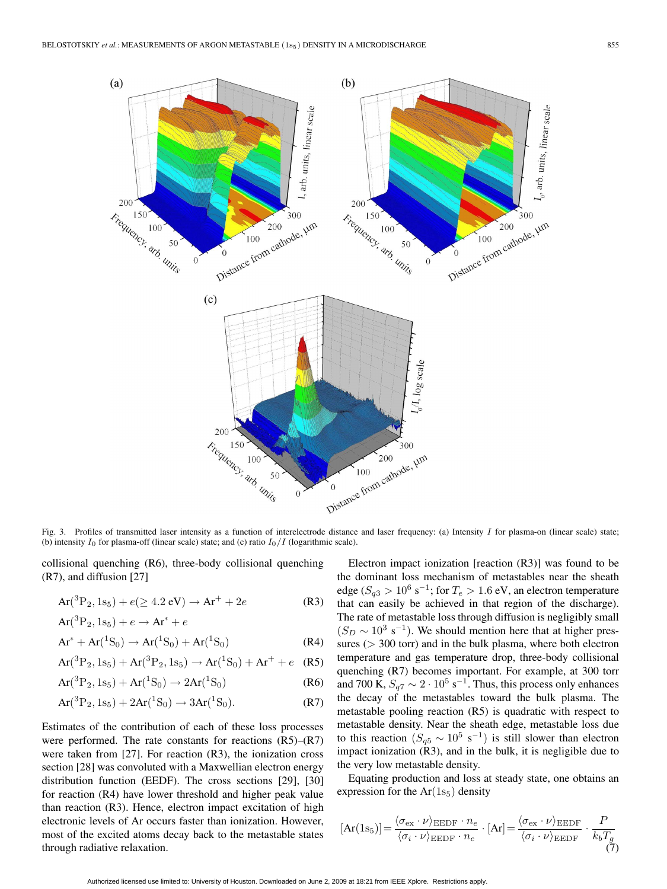Fig. 3. Profiles of transmitted laser intensity as a function of interelectrode distance and laser frequency: (a) Intensity $I$ for plasma-on (linear scale) state; (b) intensity $I_0$ for plasma-off (linear scale) state; and (c) ratio $I_0/I$ (logarithmic scale).

collisional quenching (R6), three-body collisional quenching (R7), and diffusion [27]

$$\mathrm{Ar}(^3\mathrm{P}_2, 1\mathrm{s}_5) + e(\geq 4.2\ \mathrm{eV}) \rightarrow \mathrm{Ar}^+ + 2e \qquad \text{(R3)}$$

$$\mathrm{Ar}(^3\mathrm{P}_2, 1\mathrm{s}_5) + e \rightarrow \mathrm{Ar}^* + e$$

$$\mathrm{Ar}^* + \mathrm{Ar}(^1\mathrm{S}_0) \rightarrow \mathrm{Ar}(^1\mathrm{S}_0) + \mathrm{Ar}(^1\mathrm{S}_0) \qquad \text{(R4)}$$

$$\mathrm{Ar}(^3\mathrm{P}_2, 1\mathrm{s}_5) + \mathrm{Ar}(^3\mathrm{P}_2, 1\mathrm{s}_5) \rightarrow \mathrm{Ar}(^1\mathrm{S}_0) + \mathrm{Ar}^+ + e \qquad \text{(R5)}$$

$$\mathrm{Ar}(^3\mathrm{P}_2, 1\mathrm{s}_5) + \mathrm{Ar}(^1\mathrm{S}_0) \rightarrow 2\mathrm{Ar}(^1\mathrm{S}_0) \qquad \text{(R6)}$$

$$\mathrm{Ar}(^3\mathrm{P}_2, 1\mathrm{s}_5) + 2\mathrm{Ar}(^1\mathrm{S}_0) \rightarrow 3\mathrm{Ar}(^1\mathrm{S}_0). \qquad \text{(R7)}$$

Estimates of the contribution of each of these loss processes were performed. The rate constants for reactions (R5)–(R7) were taken from [27]. For reaction (R3), the ionization cross section [28] was convoluted with a Maxwellian electron energy distribution function (EEDF). The cross sections [29], [30] for reaction (R4) have lower threshold and higher peak value than reaction (R3). Hence, electron impact excitation of high electronic levels of Ar occurs faster than ionization. However, most of the excited atoms decay back to the metastable states through radiative relaxation.

Electron impact ionization [reaction (R3)] was found to be the dominant loss mechanism of metastables near the sheath edge ($S_{q3} > 10^6\ \mathrm{s}^{-1}$; for $T_e > 1.6$ eV, an electron temperature that can easily be achieved in that region of the discharge). The rate of metastable loss through diffusion is negligibly small ($S_D \sim 10^3\ \mathrm{s}^{-1}$). We should mention here that at higher pressures (> 300 torr) and in the bulk plasma, where both electron temperature and gas temperature drop, three-body collisional quenching (R7) becomes important. For example, at 300 torr and 700 K, $S_{q7} \sim 2 \cdot 10^5\ \mathrm{s}^{-1}$. Thus, this process only enhances the decay of the metastables toward the bulk plasma. The metastable pooling reaction (R5) is quadratic with respect to metastable density. Near the sheath edge, metastable loss due to this reaction ($S_{q5} \sim 10^5\ \mathrm{s}^{-1}$) is still slower than electron impact ionization (R3), and in the bulk, it is negligible due to the very low metastable density.

Equating production and loss at steady state, one obtains an expression for the $\mathrm{Ar}(1\mathrm{s}_5)$ density

$$[\mathrm{Ar}(1\mathrm{s}_5)] = \frac{\langle \sigma_{\mathrm{ex}} \cdot \nu \rangle_{\mathrm{EEDF}} \cdot n_e}{\langle \sigma_i \cdot \nu \rangle_{\mathrm{EEDF}} \cdot n_e} \cdot [\mathrm{Ar}] = \frac{\langle \sigma_{\mathrm{ex}} \cdot \nu \rangle_{\mathrm{EEDF}}}{\langle \sigma_i \cdot \nu \rangle_{\mathrm{EEDF}}} \cdot \frac{P}{k_b T_g} \qquad (7)$$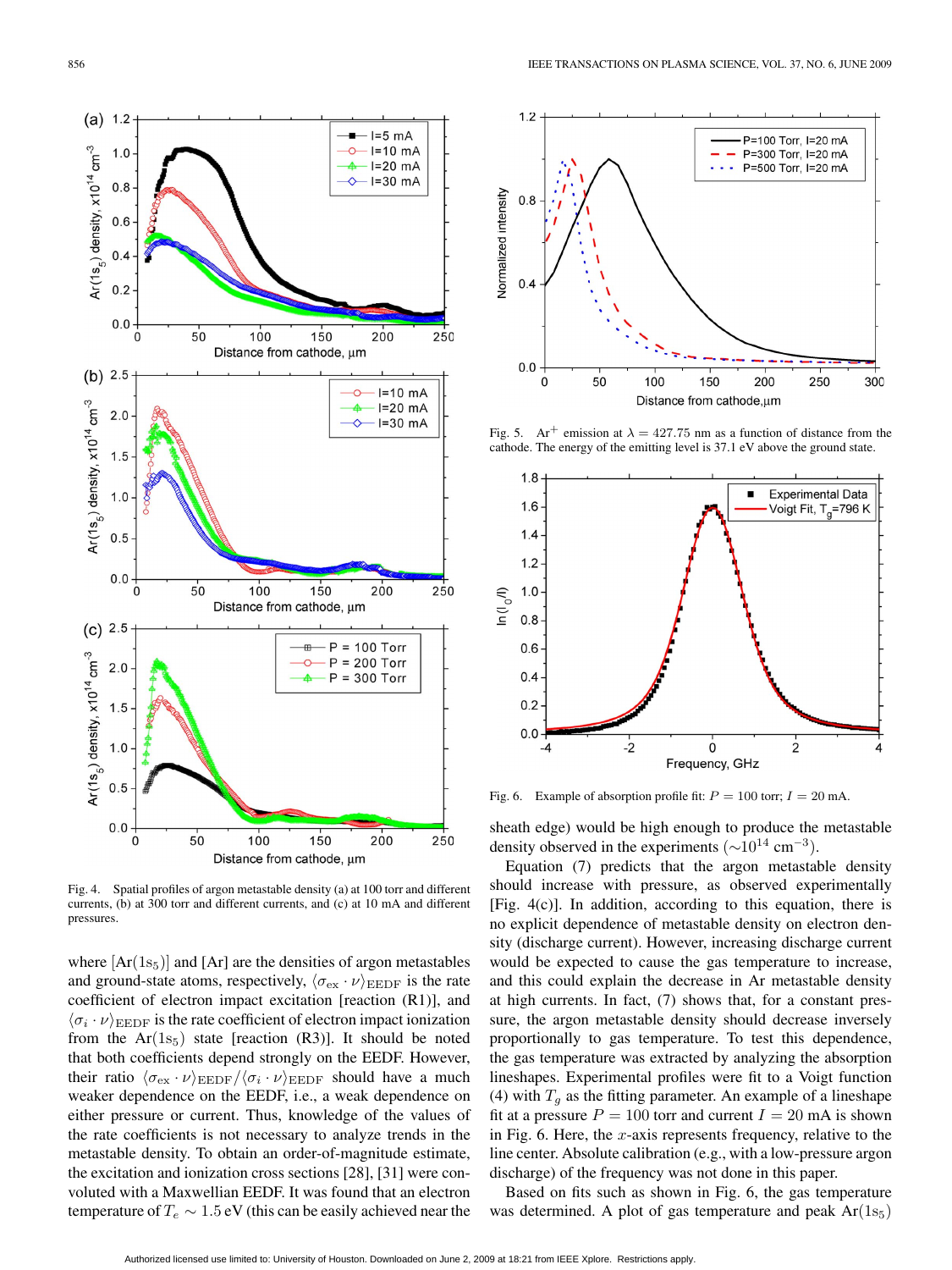Fig. 4. Spatial profiles of argon metastable density (a) at 100 torr and different currents, (b) at 300 torr and different currents, and (c) at 10 mA and different pressures.

Fig. 5. $Ar^+$ emission at $\lambda = 427.75$ nm as a function of distance from the cathode. The energy of the emitting level is 37.1 eV above the ground state.

Fig. 6. Example of absorption profile fit: $P = 100$ torr; $I = 20$ mA.

where $[Ar(1s_5)]$ and $[Ar]$ are the densities of argon metastables and ground-state atoms, respectively, $\langle\sigma_{ex} \cdot \nu\rangle_{EEDF}$ is the rate coefficient of electron impact excitation [reaction (R1)], and $\langle\sigma_i \cdot \nu\rangle_{EEDF}$ is the rate coefficient of electron impact ionization from the $Ar(1s_5)$ state [reaction (R3)]. It should be noted that both coefficients depend strongly on the EEDF. However, their ratio $\langle\sigma_{ex} \cdot \nu\rangle_{EEDF}/\langle\sigma_i \cdot \nu\rangle_{EEDF}$ should have a much weaker dependence on the EEDF, i.e., a weak dependence on either pressure or current. Thus, knowledge of the values of the rate coefficients is not necessary to analyze trends in the metastable density. To obtain an order-of-magnitude estimate, the excitation and ionization cross sections [28], [31] were convoluted with a Maxwellian EEDF. It was found that an electron temperature of $T_e \sim 1.5$ eV (this can be easily achieved near the sheath edge) would be high enough to produce the metastable density observed in the experiments ($\sim 10^{14}$ cm$^{-3}$).

Equation (7) predicts that the argon metastable density should increase with pressure, as observed experimentally [Fig. 4(c)]. In addition, according to this equation, there is no explicit dependence of metastable density on electron density (discharge current). However, increasing discharge current would be expected to cause the gas temperature to increase, and this could explain the decrease in Ar metastable density at high currents. In fact, (7) shows that, for a constant pressure, the argon metastable density should decrease inversely proportionally to gas temperature. To test this dependence, the gas temperature was extracted by analyzing the absorption lineshapes. Experimental profiles were fit to a Voigt function (4) with $T_g$ as the fitting parameter. An example of a lineshape fit at a pressure $P = 100$ torr and current $I = 20$ mA is shown in Fig. 6. Here, the $x$-axis represents frequency, relative to the line center. Absolute calibration (e.g., with a low-pressure argon discharge) of the frequency was not done in this paper.

Based on fits such as shown in Fig. 6, the gas temperature was determined. A plot of gas temperature and peak $Ar(1s_5)$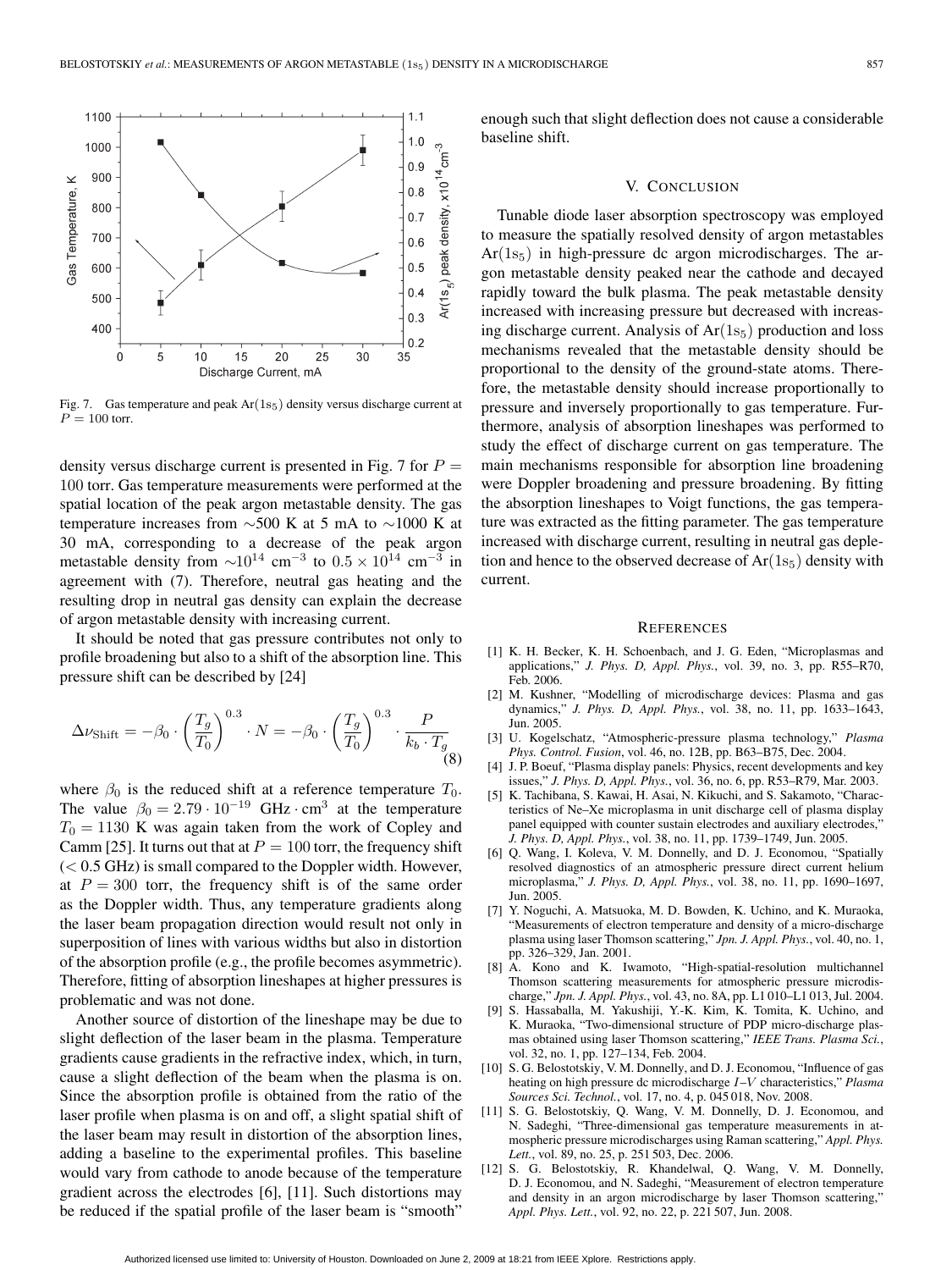Fig. 7. Gas temperature and peak $Ar(1s_5)$ density versus discharge current at $P = 100$ torr.

density versus discharge current is presented in Fig. 7 for $P = 100$ torr. Gas temperature measurements were performed at the spatial location of the peak argon metastable density. The gas temperature increases from ∼500 K at 5 mA to ∼1000 K at 30 mA, corresponding to a decrease of the peak argon metastable density from $\sim 10^{14}\ \text{cm}^{-3}$ to $0.5 \times 10^{14}\ \text{cm}^{-3}$ in agreement with (7). Therefore, neutral gas heating and the resulting drop in neutral gas density can explain the decrease of argon metastable density with increasing current.

It should be noted that gas pressure contributes not only to profile broadening but also to a shift of the absorption line. This pressure shift can be described by [24]

$$\Delta\nu_{\text{Shift}} = -\beta_0 \cdot \left(\frac{T_g}{T_0}\right)^{0.3} \cdot N = -\beta_0 \cdot \left(\frac{T_g}{T_0}\right)^{0.3} \cdot \frac{P}{k_b \cdot T_g} \tag{8}$$

where $\beta_0$ is the reduced shift at a reference temperature $T_0$. The value $\beta_0 = 2.79 \cdot 10^{-19}\ \text{GHz} \cdot \text{cm}^3$ at the temperature $T_0 = 1130$ K was again taken from the work of Copley and Camm [25]. It turns out that at $P = 100$ torr, the frequency shift ($< 0.5$ GHz) is small compared to the Doppler width. However, at $P = 300$ torr, the frequency shift is of the same order as the Doppler width. Thus, any temperature gradients along the laser beam propagation direction would result not only in superposition of lines with various widths but also in distortion of the absorption profile (e.g., the profile becomes asymmetric). Therefore, fitting of absorption lineshapes at higher pressures is problematic and was not done.

Another source of distortion of the lineshape may be due to slight deflection of the laser beam in the plasma. Temperature gradients cause gradients in the refractive index, which, in turn, cause a slight deflection of the beam when the plasma is on. Since the absorption profile is obtained from the ratio of the laser profile when plasma is on and off, a slight spatial shift of the laser beam may result in distortion of the absorption lines, adding a baseline to the experimental profiles. This baseline would vary from cathode to anode because of the temperature gradient across the electrodes [6], [11]. Such distortions may be reduced if the spatial profile of the laser beam is "smooth" enough such that slight deflection does not cause a considerable baseline shift.

## V. Conclusion

Tunable diode laser absorption spectroscopy was employed to measure the spatially resolved density of argon metastables $Ar(1s_5)$ in high-pressure dc argon microdischarges. The argon metastable density peaked near the cathode and decayed rapidly toward the bulk plasma. The peak metastable density increased with increasing pressure but decreased with increasing discharge current. Analysis of $Ar(1s_5)$ production and loss mechanisms revealed that the metastable density should be proportional to the density of the ground-state atoms. Therefore, the metastable density should increase proportionally to pressure and inversely proportionally to gas temperature. Furthermore, analysis of absorption lineshapes was performed to study the effect of discharge current on gas temperature. The main mechanisms responsible for absorption line broadening were Doppler broadening and pressure broadening. By fitting the absorption lineshapes to Voigt functions, the gas temperature was extracted as the fitting parameter. The gas temperature increased with discharge current, resulting in neutral gas depletion and hence to the observed decrease of $Ar(1s_5)$ density with current.

## References

[1] K. H. Becker, K. H. Schoenbach, and J. G. Eden, "Microplasmas and applications," *J. Phys. D, Appl. Phys.*, vol. 39, no. 3, pp. R55–R70, Feb. 2006.

[2] M. Kushner, "Modelling of microdischarge devices: Plasma and gas dynamics," *J. Phys. D, Appl. Phys.*, vol. 38, no. 11, pp. 1633–1643, Jun. 2005.

[3] U. Kogelschatz, "Atmospheric-pressure plasma technology," *Plasma Phys. Control. Fusion*, vol. 46, no. 12B, pp. B63–B75, Dec. 2004.

[4] J. P. Boeuf, "Plasma display panels: Physics, recent developments and key issues," *J. Phys. D, Appl. Phys.*, vol. 36, no. 6, pp. R53–R79, Mar. 2003.

[5] K. Tachibana, S. Kawai, H. Asai, N. Kikuchi, and S. Sakamoto, "Characteristics of Ne–Xe microplasma in unit discharge cell of plasma display panel equipped with counter sustain electrodes and auxiliary electrodes," *J. Phys. D, Appl. Phys.*, vol. 38, no. 11, pp. 1739–1749, Jun. 2005.

[6] Q. Wang, I. Koleva, V. M. Donnelly, and D. J. Economou, "Spatially resolved diagnostics of an atmospheric pressure direct current helium microplasma," *J. Phys. D, Appl. Phys.*, vol. 38, no. 11, pp. 1690–1697, Jun. 2005.

[7] Y. Noguchi, A. Matsuoka, M. D. Bowden, K. Uchino, and K. Muraoka, "Measurements of electron temperature and density of a micro-discharge plasma using laser Thomson scattering," *Jpn. J. Appl. Phys.*, vol. 40, no. 1, pp. 326–329, Jan. 2001.

[8] A. Kono and K. Iwamoto, "High-spatial-resolution multichannel Thomson scattering measurements for atmospheric pressure microdischarge," *Jpn. J. Appl. Phys.*, vol. 43, no. 8A, pp. L1 010–L1 013, Jul. 2004.

[9] S. Hassaballa, M. Yakushiji, Y.-K. Kim, K. Tomita, K. Uchino, and K. Muraoka, "Two-dimensional structure of PDP micro-discharge plasmas obtained using laser Thomson scattering," *IEEE Trans. Plasma Sci.*, vol. 32, no. 1, pp. 127–134, Feb. 2004.

[10] S. G. Belostotskiy, V. M. Donnelly, and D. J. Economou, "Influence of gas heating on high pressure dc microdischarge $I$–$V$ characteristics," *Plasma Sources Sci. Technol.*, vol. 17, no. 4, p. 045 018, Nov. 2008.

[11] S. G. Belostotskiy, Q. Wang, V. M. Donnelly, D. J. Economou, and N. Sadeghi, "Three-dimensional gas temperature measurements in atmospheric pressure microdischarges using Raman scattering," *Appl. Phys. Lett.*, vol. 89, no. 25, p. 251 503, Dec. 2006.

[12] S. G. Belostotskiy, R. Khandelwal, Q. Wang, V. M. Donnelly, D. J. Economou, and N. Sadeghi, "Measurement of electron temperature and density in an argon microdischarge by laser Thomson scattering," *Appl. Phys. Lett.*, vol. 92, no. 22, p. 221 507, Jun. 2008.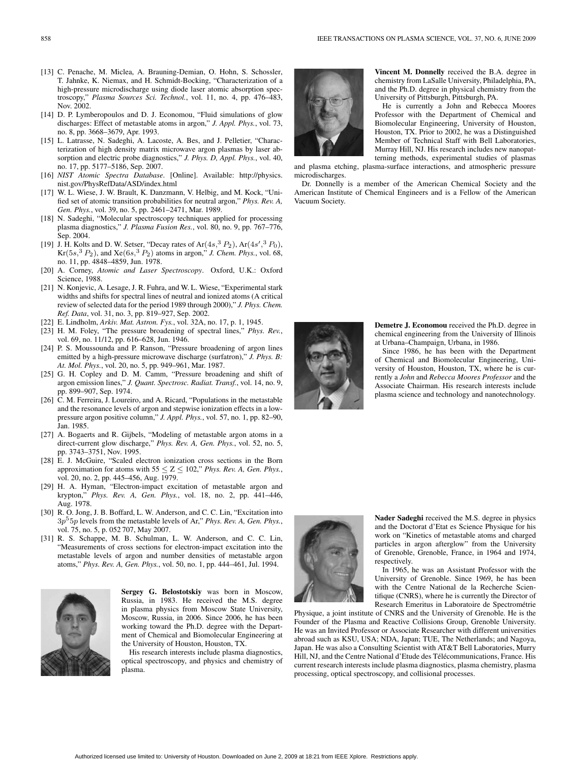[13] C. Penache, M. Miclea, A. Brauning-Demian, O. Hohn, S. Schossler, T. Jahnke, K. Niemax, and H. Schmidt-Bocking, "Characterization of a high-pressure microdischarge using diode laser atomic absorption spectroscopy," *Plasma Sources Sci. Technol.*, vol. 11, no. 4, pp. 476–483, Nov. 2002.

[14] D. P. Lymberopoulos and D. J. Economou, "Fluid simulations of glow discharges: Effect of metastable atoms in argon," *J. Appl. Phys.*, vol. 73, no. 8, pp. 3668–3679, Apr. 1993.

[15] L. Latrasse, N. Sadeghi, A. Lacoste, A. Bes, and J. Pelletier, "Characterization of high density matrix microwave argon plasmas by laser absorption and electric probe diagnostics," *J. Phys. D, Appl. Phys.*, vol. 40, no. 17, pp. 5177–5186, Sep. 2007.

[16] *NIST Atomic Spectra Database*. [Online]. Available: http://physics.nist.gov/PhysRefData/ASD/index.html

[17] W. L. Wiese, J. W. Brault, K. Danzmann, V. Helbig, and M. Kock, "Unified set of atomic transition probabilities for neutral argon," *Phys. Rev. A, Gen. Phys.*, vol. 39, no. 5, pp. 2461–2471, Mar. 1989.

[18] N. Sadeghi, "Molecular spectroscopy techniques applied for processing plasma diagnostics," *J. Plasma Fusion Res.*, vol. 80, no. 9, pp. 767–776, Sep. 2004.

[19] J. H. Kolts and D. W. Setser, "Decay rates of $\mathrm{Ar}(4s,{}^3P_2)$, $\mathrm{Ar}(4s',{}^3P_0)$, $\mathrm{Kr}(5s,{}^3P_2)$, and $\mathrm{Xe}(6s,{}^3P_2)$ atoms in argon," *J. Chem. Phys.*, vol. 68, no. 11, pp. 4848–4859, Jun. 1978.

[20] A. Corney, *Atomic and Laser Spectroscopy*. Oxford, U.K.: Oxford Science, 1988.

[21] N. Konjevic, A. Lesage, J. R. Fuhra, and W. L. Wiese, "Experimental stark widths and shifts for spectral lines of neutral and ionized atoms (A critical review of selected data for the period 1989 through 2000)," *J. Phys. Chem. Ref. Data*, vol. 31, no. 3, pp. 819–927, Sep. 2002.

[22] E. Lindholm, *Arkiv. Mat. Astron. Fys.*, vol. 32A, no. 17, p. 1, 1945.

[23] H. M. Foley, "The pressure broadening of spectral lines," *Phys. Rev.*, vol. 69, no. 11/12, pp. 616–628, Jun. 1946.

[24] P. S. Moussounda and P. Ranson, "Pressure broadening of argon lines emitted by a high-pressure microwave discharge (surfatron)," *J. Phys. B: At. Mol. Phys.*, vol. 20, no. 5, pp. 949–961, Mar. 1987.

[25] G. H. Copley and D. M. Camm, "Pressure broadening and shift of argon emission lines," *J. Quant. Spectrosc. Radiat. Transf.*, vol. 14, no. 9, pp. 899–907, Sep. 1974.

[26] C. M. Ferreira, J. Loureiro, and A. Ricard, "Populations in the metastable and the resonance levels of argon and stepwise ionization effects in a low-pressure argon positive column," *J. Appl. Phys.*, vol. 57, no. 1, pp. 82–90, Jan. 1985.

[27] A. Bogaerts and R. Gijbels, "Modeling of metastable argon atoms in a direct-current glow discharge," *Phys. Rev. A, Gen. Phys.*, vol. 52, no. 5, pp. 3743–3751, Nov. 1995.

[28] E. J. McGuire, "Scaled electron ionization cross sections in the Born approximation for atoms with $55 \leq Z \leq 102$," *Phys. Rev. A, Gen. Phys.*, vol. 20, no. 2, pp. 445–456, Aug. 1979.

[29] H. A. Hyman, "Electron-impact excitation of metastable argon and krypton," *Phys. Rev. A, Gen. Phys.*, vol. 18, no. 2, pp. 441–446, Aug. 1978.

[30] R. O. Jong, J. B. Boffard, L. W. Anderson, and C. C. Lin, "Excitation into $3p^5 5p$ levels from the metastable levels of Ar," *Phys. Rev. A, Gen. Phys.*, vol. 75, no. 5, p. 052 707, May 2007.

[31] R. S. Schappe, M. B. Schulman, L. W. Anderson, and C. C. Lin, "Measurements of cross sections for electron-impact excitation into the metastable levels of argon and number densities of metastable argon atoms," *Phys. Rev. A, Gen. Phys.*, vol. 50, no. 1, pp. 444–461, Jul. 1994.

**Sergey G. Belostotskiy** was born in Moscow, Russia, in 1983. He received the M.S. degree in plasma physics from Moscow State University, Moscow, Russia, in 2006. Since 2006, he has been working toward the Ph.D. degree with the Department of Chemical and Biomolecular Engineering at the University of Houston, Houston, TX.

His research interests include plasma diagnostics, optical spectroscopy, and physics and chemistry of plasma.

**Vincent M. Donnelly** received the B.A. degree in chemistry from LaSalle University, Philadelphia, PA, and the Ph.D. degree in physical chemistry from the University of Pittsburgh, Pittsburgh, PA.

He is currently a John and Rebecca Moores Professor with the Department of Chemical and Biomolecular Engineering, University of Houston, Houston, TX. Prior to 2002, he was a Distinguished Member of Technical Staff with Bell Laboratories, Murray Hill, NJ. His research includes new nanopatterning methods, experimental studies of plasmas and plasma etching, plasma-surface interactions, and atmospheric pressure microdischarges.

Dr. Donnelly is a member of the American Chemical Society and the American Institute of Chemical Engineers and is a Fellow of the American Vacuum Society.

**Demetre J. Economou** received the Ph.D. degree in chemical engineering from the University of Illinois at Urbana–Champaign, Urbana, in 1986.

Since 1986, he has been with the Department of Chemical and Biomolecular Engineering, University of Houston, Houston, TX, where he is currently a *John* and *Rebecca Moores Professor* and the Associate Chairman. His research interests include plasma science and technology and nanotechnology.

**Nader Sadeghi** received the M.S. degree in physics and the Doctorat d'Etat es Science Physique for his work on "Kinetics of metastable atoms and charged particles in argon afterglow" from the University of Grenoble, Grenoble, France, in 1964 and 1974, respectively.

In 1965, he was an Assistant Professor with the University of Grenoble. Since 1969, he has been with the Centre National de la Recherche Scientifique (CNRS), where he is currently the Director of Research Emeritus in Laboratoire de Spectrométrie Physique, a joint institute of CNRS and the University of Grenoble. He is the Founder of the Plasma and Reactive Collisions Group, Grenoble University. He was an Invited Professor or Associate Researcher with different universities abroad such as KSU, USA; NDA, Japan; TUE, The Netherlands; and Nagoya, Japan. He was also a Consulting Scientist with AT&T Bell Laboratories, Murry Hill, NJ, and the Centre National d'Etude des Télécommunications, France. His current research interests include plasma diagnostics, plasma chemistry, plasma processing, optical spectroscopy, and collisional processes.